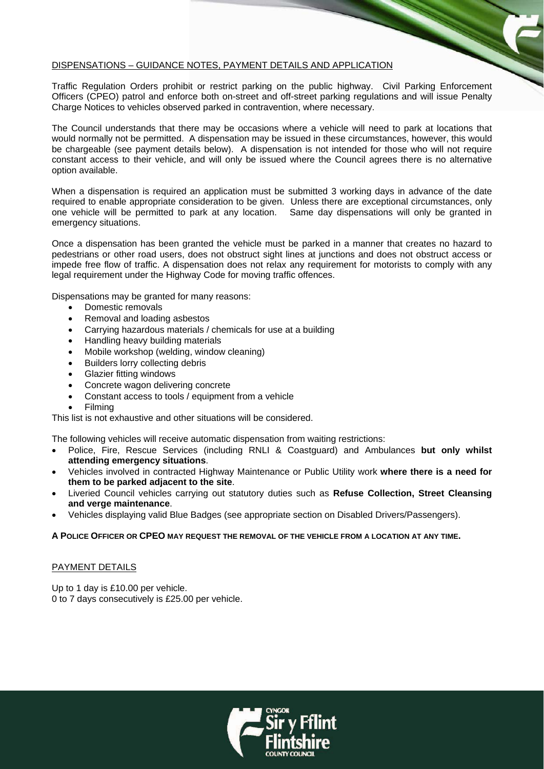## DISPENSATIONS – GUIDANCE NOTES, PAYMENT DETAILS AND APPLICATION

Traffic Regulation Orders prohibit or restrict parking on the public highway. Civil Parking Enforcement Officers (CPEO) patrol and enforce both on-street and off-street parking regulations and will issue Penalty Charge Notices to vehicles observed parked in contravention, where necessary.

The Council understands that there may be occasions where a vehicle will need to park at locations that would normally not be permitted. A dispensation may be issued in these circumstances, however, this would be chargeable (see payment details below). A dispensation is not intended for those who will not require constant access to their vehicle, and will only be issued where the Council agrees there is no alternative option available.

When a dispensation is required an application must be submitted 3 working days in advance of the date required to enable appropriate consideration to be given. Unless there are exceptional circumstances, only one vehicle will be permitted to park at any location. Same day dispensations will only be granted in emergency situations.

Once a dispensation has been granted the vehicle must be parked in a manner that creates no hazard to pedestrians or other road users, does not obstruct sight lines at junctions and does not obstruct access or impede free flow of traffic. A dispensation does not relax any requirement for motorists to comply with any legal requirement under the Highway Code for moving traffic offences.

Dispensations may be granted for many reasons:

- Domestic removals
- Removal and loading asbestos
- Carrying hazardous materials / chemicals for use at a building
- Handling heavy building materials
- Mobile workshop (welding, window cleaning)
- Builders lorry collecting debris
- Glazier fitting windows
- Concrete wagon delivering concrete
- Constant access to tools / equipment from a vehicle
- Filming

This list is not exhaustive and other situations will be considered.

The following vehicles will receive automatic dispensation from waiting restrictions:

- Police, Fire, Rescue Services (including RNLI & Coastguard) and Ambulances **but only whilst attending emergency situations**.
- Vehicles involved in contracted Highway Maintenance or Public Utility work **where there is a need for them to be parked adjacent to the site**.
- Liveried Council vehicles carrying out statutory duties such as **Refuse Collection, Street Cleansing and verge maintenance**.
- Vehicles displaying valid Blue Badges (see appropriate section on Disabled Drivers/Passengers).

**A POLICE OFFICER OR CPEO MAY REQUEST THE REMOVAL OF THE VEHICLE FROM A LOCATION AT ANY TIME.**

## PAYMENT DETAILS

Up to 1 day is £10.00 per vehicle.
0 to 7 days consecutively is £25.00 per vehicle.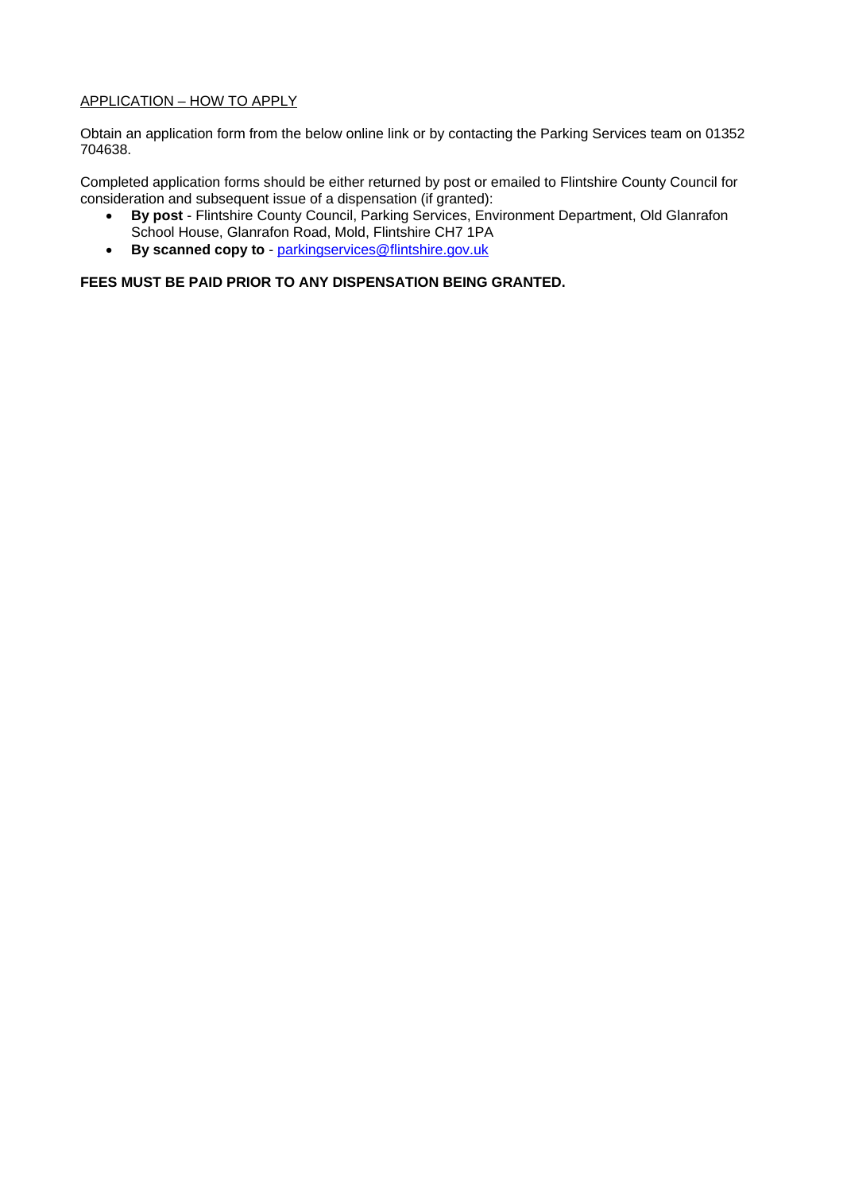APPLICATION – HOW TO APPLY

Obtain an application form from the below online link or by contacting the Parking Services team on 01352 704638.

Completed application forms should be either returned by post or emailed to Flintshire County Council for consideration and subsequent issue of a dispensation (if granted):

- **By post** - Flintshire County Council, Parking Services, Environment Department, Old Glanrafon School House, Glanrafon Road, Mold, Flintshire CH7 1PA
- **By scanned copy to** - parkingservices@flintshire.gov.uk

**FEES MUST BE PAID PRIOR TO ANY DISPENSATION BEING GRANTED.**